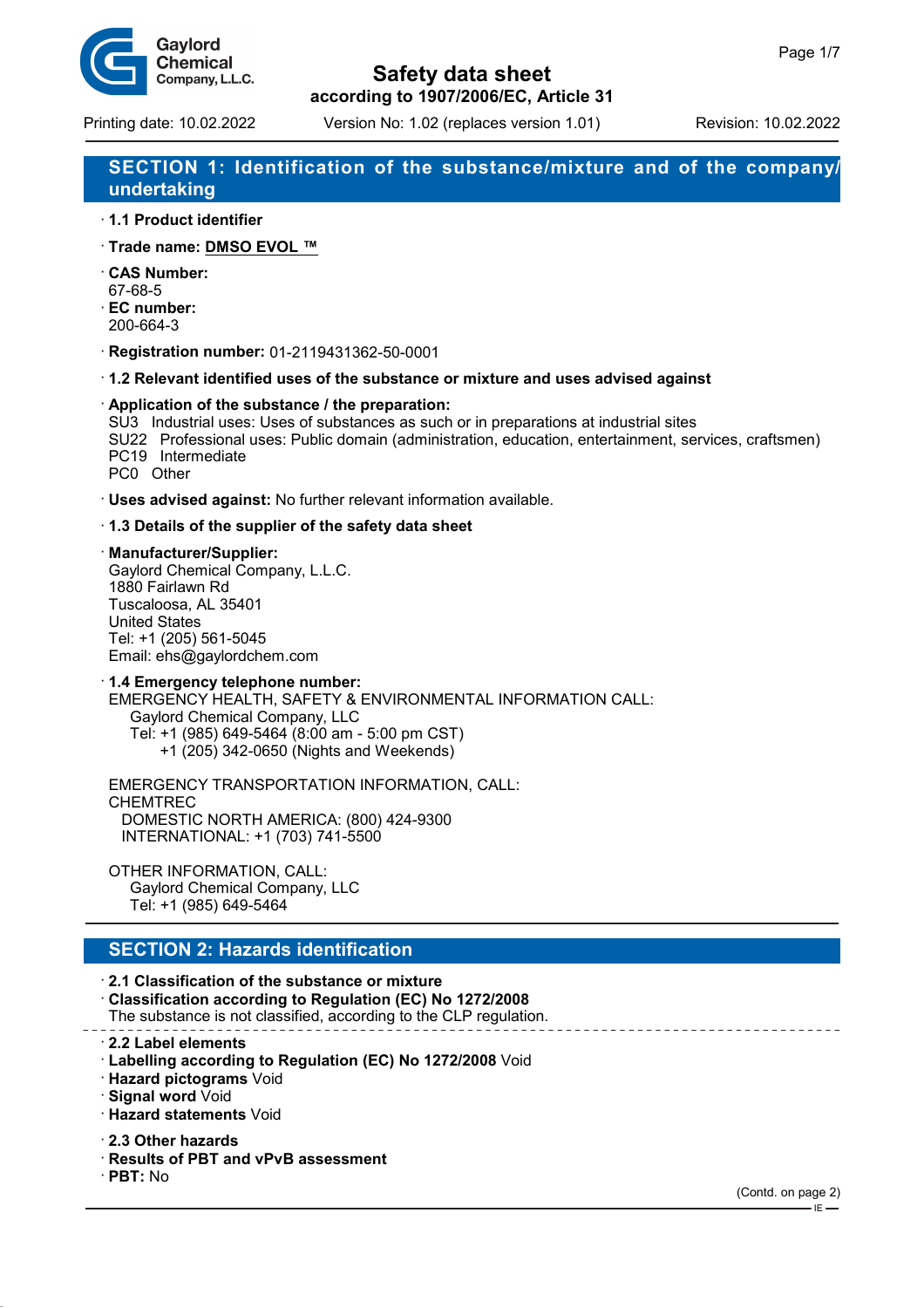# Safety data sheet

**according to 1907/2006/EC, Article 31**

Printing date: 10.02.2022 | Version No: 1.02 (replaces version 1.01) | Revision: 10.02.2022

## SECTION 1: Identification of the substance/mixture and of the company/undertaking

· **1.1 Product identifier**

· **Trade name: DMSO EVOL ™**

· **CAS Number:**
67-68-5
· **EC number:**
200-664-3

· **Registration number:** 01-2119431362-50-0001

· **1.2 Relevant identified uses of the substance or mixture and uses advised against**

· **Application of the substance / the preparation:**
SU3 Industrial uses: Uses of substances as such or in preparations at industrial sites
SU22 Professional uses: Public domain (administration, education, entertainment, services, craftsmen)
PC19 Intermediate
PC0 Other

· **Uses advised against:** No further relevant information available.

· **1.3 Details of the supplier of the safety data sheet**

· **Manufacturer/Supplier:**
Gaylord Chemical Company, L.L.C.
1880 Fairlawn Rd
Tuscaloosa, AL 35401
United States
Tel: +1 (205) 561-5045
Email: ehs@gaylordchem.com

· **1.4 Emergency telephone number:**
EMERGENCY HEALTH, SAFETY & ENVIRONMENTAL INFORMATION CALL:
Gaylord Chemical Company, LLC
Tel: +1 (985) 649-5464 (8:00 am - 5:00 pm CST)
+1 (205) 342-0650 (Nights and Weekends)

EMERGENCY TRANSPORTATION INFORMATION, CALL:
CHEMTREC
DOMESTIC NORTH AMERICA: (800) 424-9300
INTERNATIONAL: +1 (703) 741-5500

OTHER INFORMATION, CALL:
Gaylord Chemical Company, LLC
Tel: +1 (985) 649-5464

## SECTION 2: Hazards identification

· **2.1 Classification of the substance or mixture**
· **Classification according to Regulation (EC) No 1272/2008**
The substance is not classified, according to the CLP regulation.

· **2.2 Label elements**
· **Labelling according to Regulation (EC) No 1272/2008** Void
· **Hazard pictograms** Void
· **Signal word** Void
· **Hazard statements** Void

· **2.3 Other hazards**
· **Results of PBT and vPvB assessment**
· **PBT:** No

(Contd. on page 2)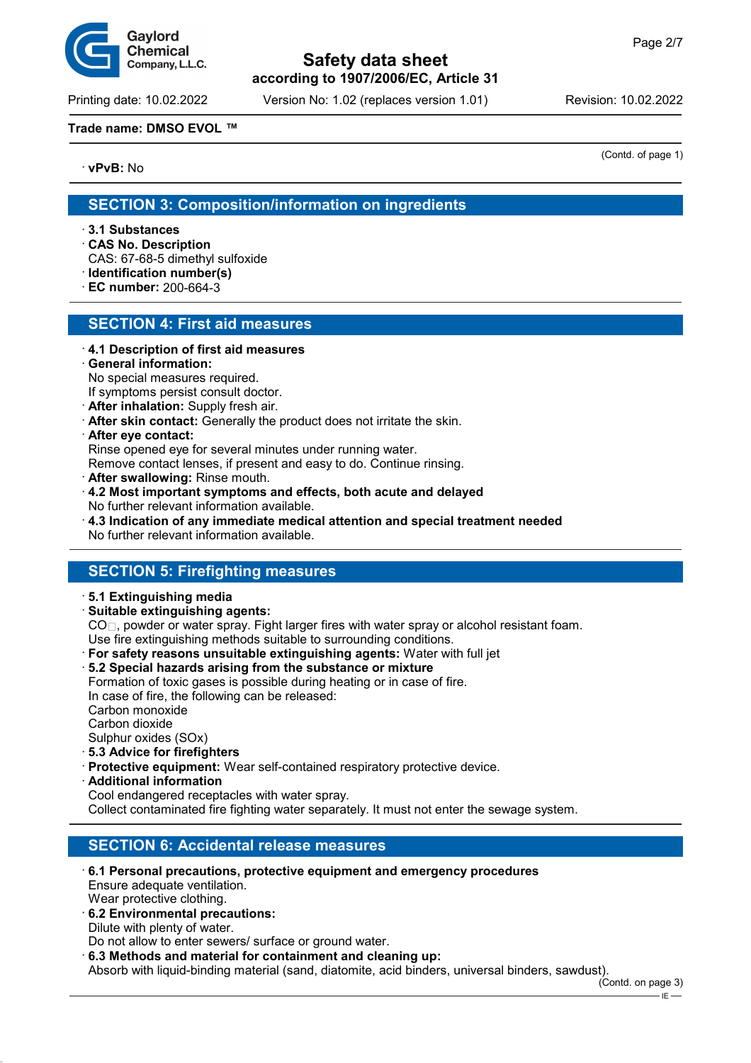Trade name: DMSO EVOL ™

(Contd. of page 1)

· **vPvB:** No

## SECTION 3: Composition/information on ingredients

· **3.1 Substances**
· **CAS No. Description**
CAS: 67-68-5 dimethyl sulfoxide
· **Identification number(s)**
· **EC number:** 200-664-3

## SECTION 4: First aid measures

· **4.1 Description of first aid measures**
· **General information:**
No special measures required.
If symptoms persist consult doctor.
· **After inhalation:** Supply fresh air.
· **After skin contact:** Generally the product does not irritate the skin.
· **After eye contact:**
Rinse opened eye for several minutes under running water.
Remove contact lenses, if present and easy to do. Continue rinsing.
· **After swallowing:** Rinse mouth.
· **4.2 Most important symptoms and effects, both acute and delayed**
No further relevant information available.
· **4.3 Indication of any immediate medical attention and special treatment needed**
No further relevant information available.

## SECTION 5: Firefighting measures

· **5.1 Extinguishing media**
· **Suitable extinguishing agents:**
$CO_2$, powder or water spray. Fight larger fires with water spray or alcohol resistant foam.
Use fire extinguishing methods suitable to surrounding conditions.
· **For safety reasons unsuitable extinguishing agents:** Water with full jet
· **5.2 Special hazards arising from the substance or mixture**
Formation of toxic gases is possible during heating or in case of fire.
In case of fire, the following can be released:
Carbon monoxide
Carbon dioxide
Sulphur oxides (SOx)
· **5.3 Advice for firefighters**
· **Protective equipment:** Wear self-contained respiratory protective device.
· **Additional information**
Cool endangered receptacles with water spray.
Collect contaminated fire fighting water separately. It must not enter the sewage system.

## SECTION 6: Accidental release measures

· **6.1 Personal precautions, protective equipment and emergency procedures**
Ensure adequate ventilation.
Wear protective clothing.
· **6.2 Environmental precautions:**
Dilute with plenty of water.
Do not allow to enter sewers/ surface or ground water.
· **6.3 Methods and material for containment and cleaning up:**
Absorb with liquid-binding material (sand, diatomite, acid binders, universal binders, sawdust).

(Contd. on page 3)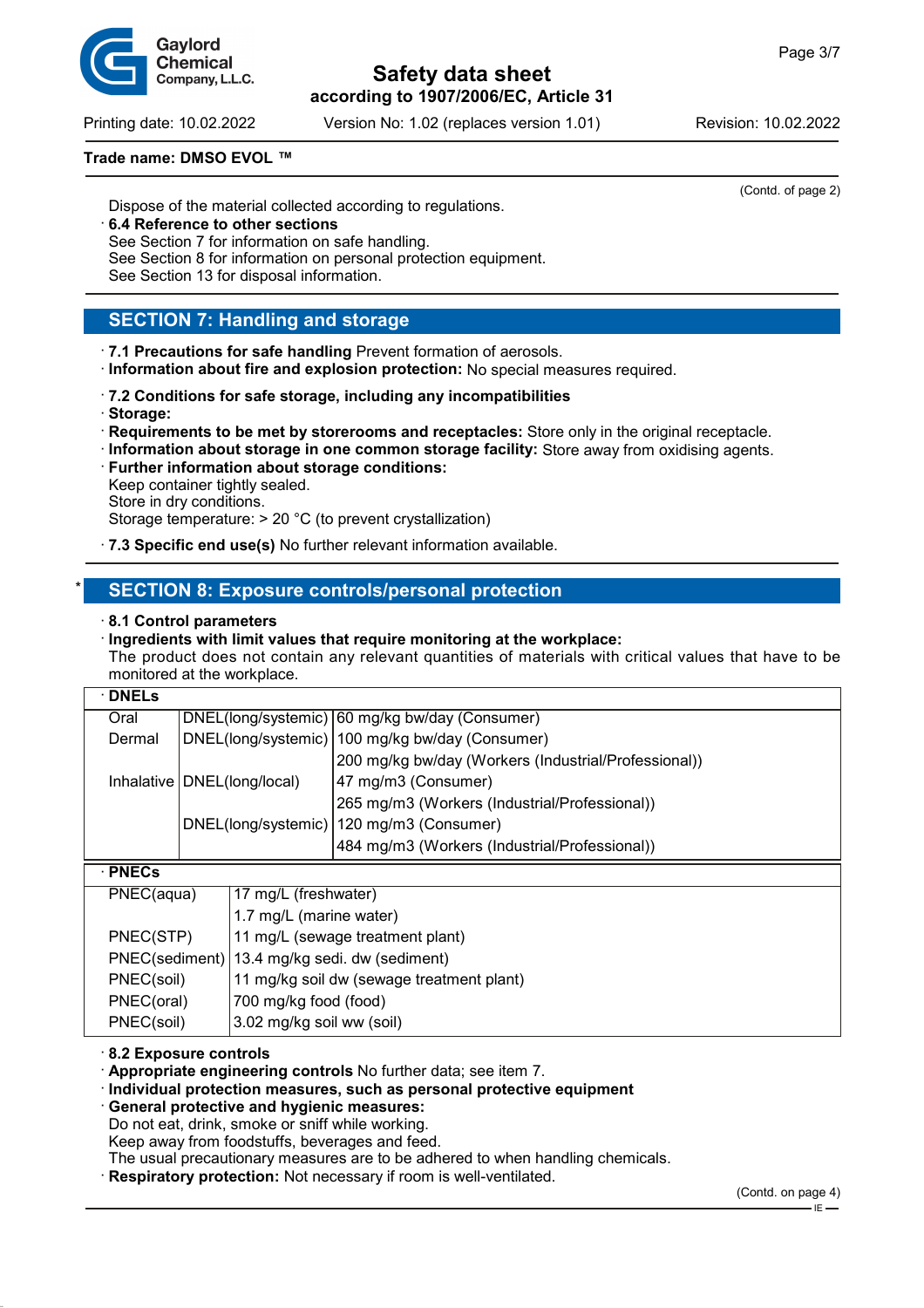(Contd. of page 2)

Dispose of the material collected according to regulations.

· **6.4 Reference to other sections**
See Section 7 for information on safe handling.
See Section 8 for information on personal protection equipment.
See Section 13 for disposal information.

## SECTION 7: Handling and storage

· **7.1 Precautions for safe handling** Prevent formation of aerosols.
· **Information about fire and explosion protection:** No special measures required.

· **7.2 Conditions for safe storage, including any incompatibilities**
· **Storage:**
· **Requirements to be met by storerooms and receptacles:** Store only in the original receptacle.
· **Information about storage in one common storage facility:** Store away from oxidising agents.
· **Further information about storage conditions:**
Keep container tightly sealed.
Store in dry conditions.
Storage temperature: > 20 °C (to prevent crystallization)

· **7.3 Specific end use(s)** No further relevant information available.

## * SECTION 8: Exposure controls/personal protection

· **8.1 Control parameters**
· **Ingredients with limit values that require monitoring at the workplace:**
The product does not contain any relevant quantities of materials with critical values that have to be monitored at the workplace.

| · **DNELs** | | |
|---|---|---|
| Oral | DNEL(long/systemic) | 60 mg/kg bw/day (Consumer) |
| Dermal | DNEL(long/systemic) | 100 mg/kg bw/day (Consumer) |
| | | 200 mg/kg bw/day (Workers (Industrial/Professional)) |
| Inhalative | DNEL(long/local) | 47 mg/m3 (Consumer) |
| | | 265 mg/m3 (Workers (Industrial/Professional)) |
| | DNEL(long/systemic) | 120 mg/m3 (Consumer) |
| | | 484 mg/m3 (Workers (Industrial/Professional)) |

| · **PNECs** | |
|---|---|
| PNEC(aqua) | 17 mg/L (freshwater) |
| | 1.7 mg/L (marine water) |
| PNEC(STP) | 11 mg/L (sewage treatment plant) |
| PNEC(sediment) | 13.4 mg/kg sedi. dw (sediment) |
| PNEC(soil) | 11 mg/kg soil dw (sewage treatment plant) |
| PNEC(oral) | 700 mg/kg food (food) |
| PNEC(soil) | 3.02 mg/kg soil ww (soil) |

· **8.2 Exposure controls**
· **Appropriate engineering controls** No further data; see item 7.
· **Individual protection measures, such as personal protective equipment**
· **General protective and hygienic measures:**
Do not eat, drink, smoke or sniff while working.
Keep away from foodstuffs, beverages and feed.
The usual precautionary measures are to be adhered to when handling chemicals.
· **Respiratory protection:** Not necessary if room is well-ventilated.

(Contd. on page 4)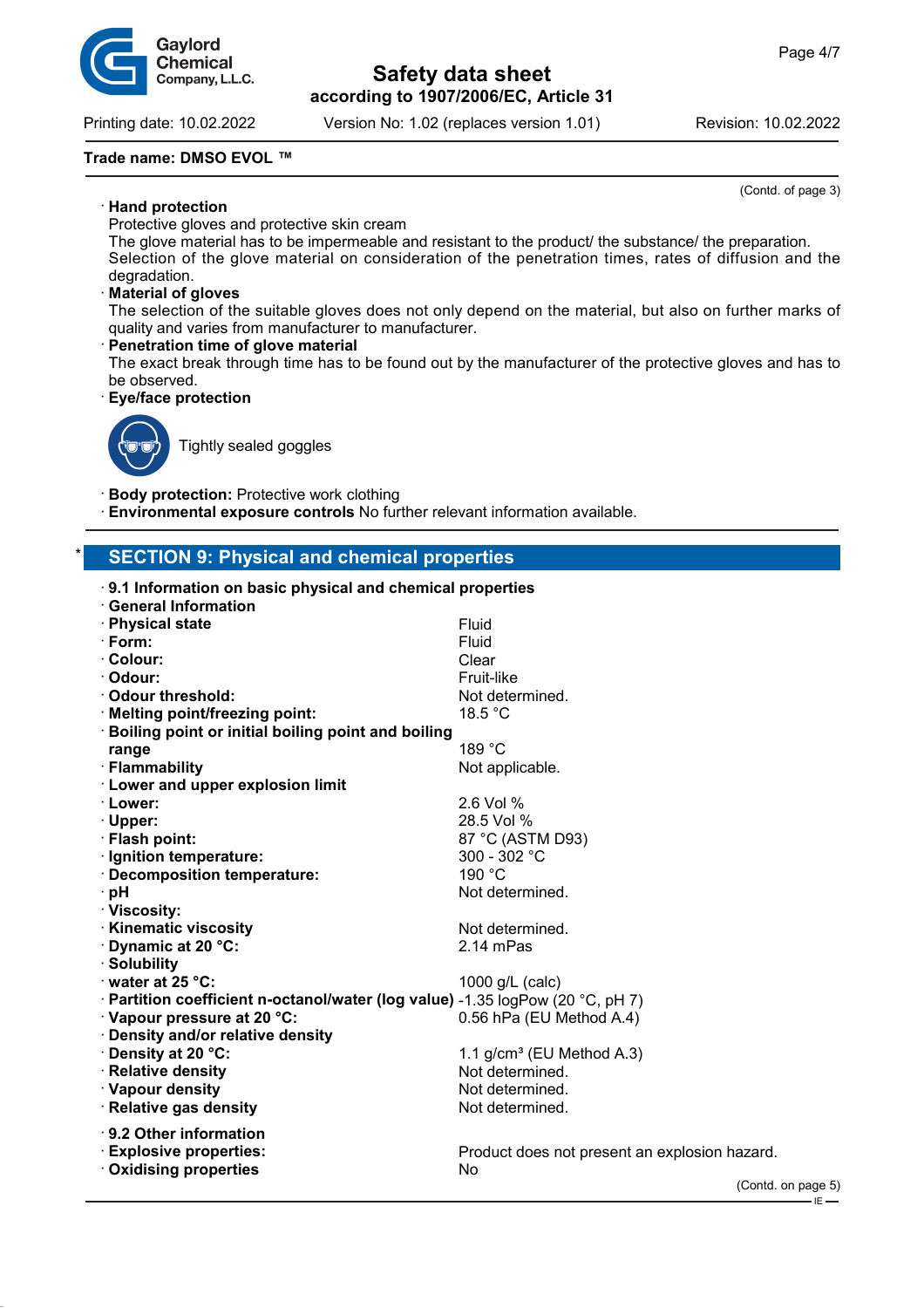Trade name: DMSO EVOL ™

(Contd. of page 3)

· **Hand protection**
Protective gloves and protective skin cream
The glove material has to be impermeable and resistant to the product/ the substance/ the preparation.
Selection of the glove material on consideration of the penetration times, rates of diffusion and the degradation.
· **Material of gloves**
The selection of the suitable gloves does not only depend on the material, but also on further marks of quality and varies from manufacturer to manufacturer.
· **Penetration time of glove material**
The exact break through time has to be found out by the manufacturer of the protective gloves and has to be observed.
· **Eye/face protection**

Tightly sealed goggles

· **Body protection:** Protective work clothing
· **Environmental exposure controls** No further relevant information available.

## * SECTION 9: Physical and chemical properties

· **9.1 Information on basic physical and chemical properties**
· **General Information**

| | |
|---|---|
| · **Physical state** | Fluid |
| · **Form:** | Fluid |
| · **Colour:** | Clear |
| · **Odour:** | Fruit-like |
| · **Odour threshold:** | Not determined. |
| · **Melting point/freezing point:** | 18.5 °C |
| · **Boiling point or initial boiling point and boiling range** | 189 °C |
| · **Flammability** | Not applicable. |
| · **Lower and upper explosion limit** | |
| · **Lower:** | 2.6 Vol % |
| · **Upper:** | 28.5 Vol % |
| · **Flash point:** | 87 °C (ASTM D93) |
| · **Ignition temperature:** | 300 - 302 °C |
| · **Decomposition temperature:** | 190 °C |
| · **pH** | Not determined. |
| · **Viscosity:** | |
| · **Kinematic viscosity** | Not determined. |
| · **Dynamic at 20 °C:** | 2.14 mPas |
| · **Solubility** | |
| · **water at 25 °C:** | 1000 g/L (calc) |
| · **Partition coefficient n-octanol/water (log value)** | -1.35 logPow (20 °C, pH 7) |
| · **Vapour pressure at 20 °C:** | 0.56 hPa (EU Method A.4) |
| · **Density and/or relative density** | |
| · **Density at 20 °C:** | 1.1 g/cm³ (EU Method A.3) |
| · **Relative density** | Not determined. |
| · **Vapour density** | Not determined. |
| · **Relative gas density** | Not determined. |

· **9.2 Other information**

| | |
|---|---|
| · **Explosive properties:** | Product does not present an explosion hazard. |
| · **Oxidising properties** | No |

(Contd. on page 5)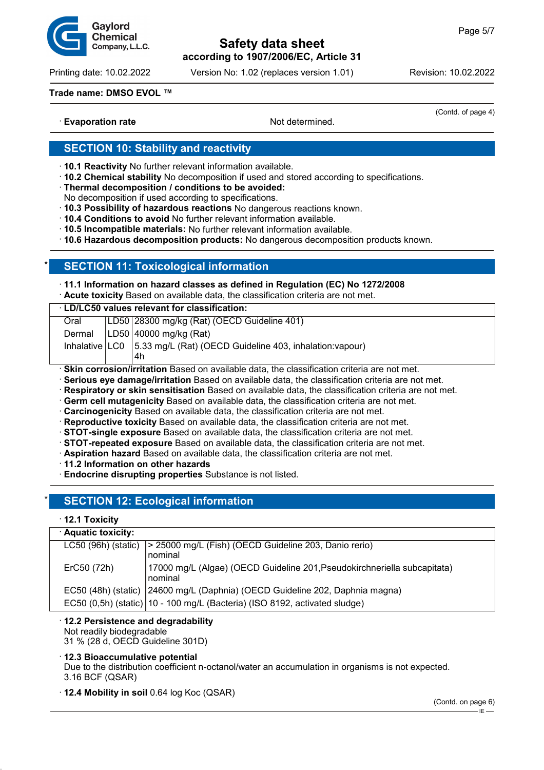Trade name: DMSO EVOL ™

(Contd. of page 4)

· **Evaporation rate** Not determined.

## SECTION 10: Stability and reactivity

· **10.1 Reactivity** No further relevant information available.
· **10.2 Chemical stability** No decomposition if used and stored according to specifications.
· **Thermal decomposition / conditions to be avoided:**
No decomposition if used according to specifications.
· **10.3 Possibility of hazardous reactions** No dangerous reactions known.
· **10.4 Conditions to avoid** No further relevant information available.
· **10.5 Incompatible materials:** No further relevant information available.
· **10.6 Hazardous decomposition products:** No dangerous decomposition products known.

## * SECTION 11: Toxicological information

· **11.1 Information on hazard classes as defined in Regulation (EC) No 1272/2008**
· **Acute toxicity** Based on available data, the classification criteria are not met.

| · **LD/LC50 values relevant for classification:** | | |
|---|---|---|
| Oral | LD50 | 28300 mg/kg (Rat) (OECD Guideline 401) |
| Dermal | LD50 | 40000 mg/kg (Rat) |
| Inhalative | LC0 4h | 5.33 mg/L (Rat) (OECD Guideline 403, inhalation:vapour) |

· **Skin corrosion/irritation** Based on available data, the classification criteria are not met.
· **Serious eye damage/irritation** Based on available data, the classification criteria are not met.
· **Respiratory or skin sensitisation** Based on available data, the classification criteria are not met.
· **Germ cell mutagenicity** Based on available data, the classification criteria are not met.
· **Carcinogenicity** Based on available data, the classification criteria are not met.
· **Reproductive toxicity** Based on available data, the classification criteria are not met.
· **STOT-single exposure** Based on available data, the classification criteria are not met.
· **STOT-repeated exposure** Based on available data, the classification criteria are not met.
· **Aspiration hazard** Based on available data, the classification criteria are not met.
· **11.2 Information on other hazards**
· **Endocrine disrupting properties** Substance is not listed.

## * SECTION 12: Ecological information

· **12.1 Toxicity**

| · **Aquatic toxicity:** | |
|---|---|
| LC50 (96h) (static) | > 25000 mg/L (Fish) (OECD Guideline 203, Danio rerio) nominal |
| ErC50 (72h) | 17000 mg/L (Algae) (OECD Guideline 201,Pseudokirchneriella subcapitata) nominal |
| EC50 (48h) (static) | 24600 mg/L (Daphnia) (OECD Guideline 202, Daphnia magna) |
| EC50 (0,5h) (static) | 10 - 100 mg/L (Bacteria) (ISO 8192, activated sludge) |

· **12.2 Persistence and degradability**
Not readily biodegradable
31 % (28 d, OECD Guideline 301D)

· **12.3 Bioaccumulative potential**
Due to the distribution coefficient n-octanol/water an accumulation in organisms is not expected.
3.16 BCF (QSAR)

· **12.4 Mobility in soil** 0.64 log Koc (QSAR)

(Contd. on page 6)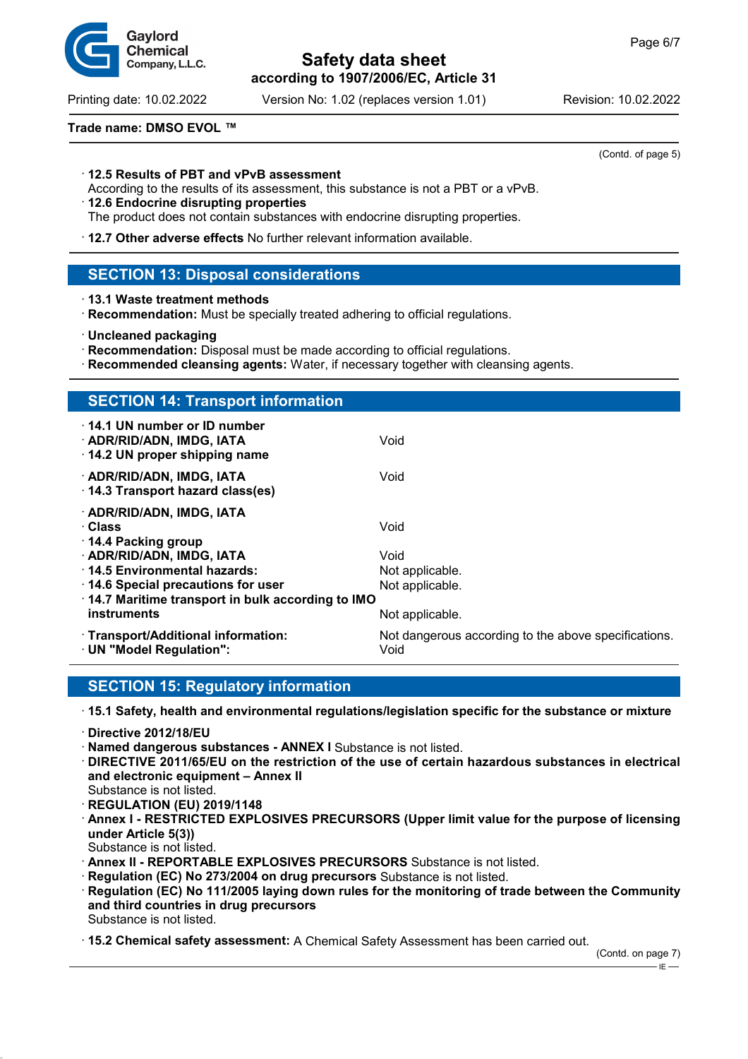Trade name: DMSO EVOL ™

(Contd. of page 5)

· **12.5 Results of PBT and vPvB assessment**
According to the results of its assessment, this substance is not a PBT or a vPvB.
· **12.6 Endocrine disrupting properties**
The product does not contain substances with endocrine disrupting properties.
· **12.7 Other adverse effects** No further relevant information available.

## SECTION 13: Disposal considerations

· **13.1 Waste treatment methods**
· **Recommendation:** Must be specially treated adhering to official regulations.

· **Uncleaned packaging**
· **Recommendation:** Disposal must be made according to official regulations.
· **Recommended cleansing agents:** Water, if necessary together with cleansing agents.

## SECTION 14: Transport information

| | |
|---|---|
| · **14.1 UN number or ID number** | |
| · **ADR/RID/ADN, IMDG, IATA** | Void |
| · **14.2 UN proper shipping name** | |
| · **ADR/RID/ADN, IMDG, IATA** | Void |
| · **14.3 Transport hazard class(es)** | |
| · **ADR/RID/ADN, IMDG, IATA** | |
| · **Class** | Void |
| · **14.4 Packing group** | |
| · **ADR/RID/ADN, IMDG, IATA** | Void |
| · **14.5 Environmental hazards:** | Not applicable. |
| · **14.6 Special precautions for user** | Not applicable. |
| · **14.7 Maritime transport in bulk according to IMO instruments** | Not applicable. |
| · **Transport/Additional information:** | Not dangerous according to the above specifications. |
| · **UN "Model Regulation":** | Void |

## SECTION 15: Regulatory information

· **15.1 Safety, health and environmental regulations/legislation specific for the substance or mixture**

· **Directive 2012/18/EU**
· **Named dangerous substances - ANNEX I** Substance is not listed.
· **DIRECTIVE 2011/65/EU on the restriction of the use of certain hazardous substances in electrical and electronic equipment – Annex II**
Substance is not listed.
· **REGULATION (EU) 2019/1148**
· **Annex I - RESTRICTED EXPLOSIVES PRECURSORS (Upper limit value for the purpose of licensing under Article 5(3))**
Substance is not listed.
· **Annex II - REPORTABLE EXPLOSIVES PRECURSORS** Substance is not listed.
· **Regulation (EC) No 273/2004 on drug precursors** Substance is not listed.
· **Regulation (EC) No 111/2005 laying down rules for the monitoring of trade between the Community and third countries in drug precursors**
Substance is not listed.

· **15.2 Chemical safety assessment:** A Chemical Safety Assessment has been carried out.

(Contd. on page 7)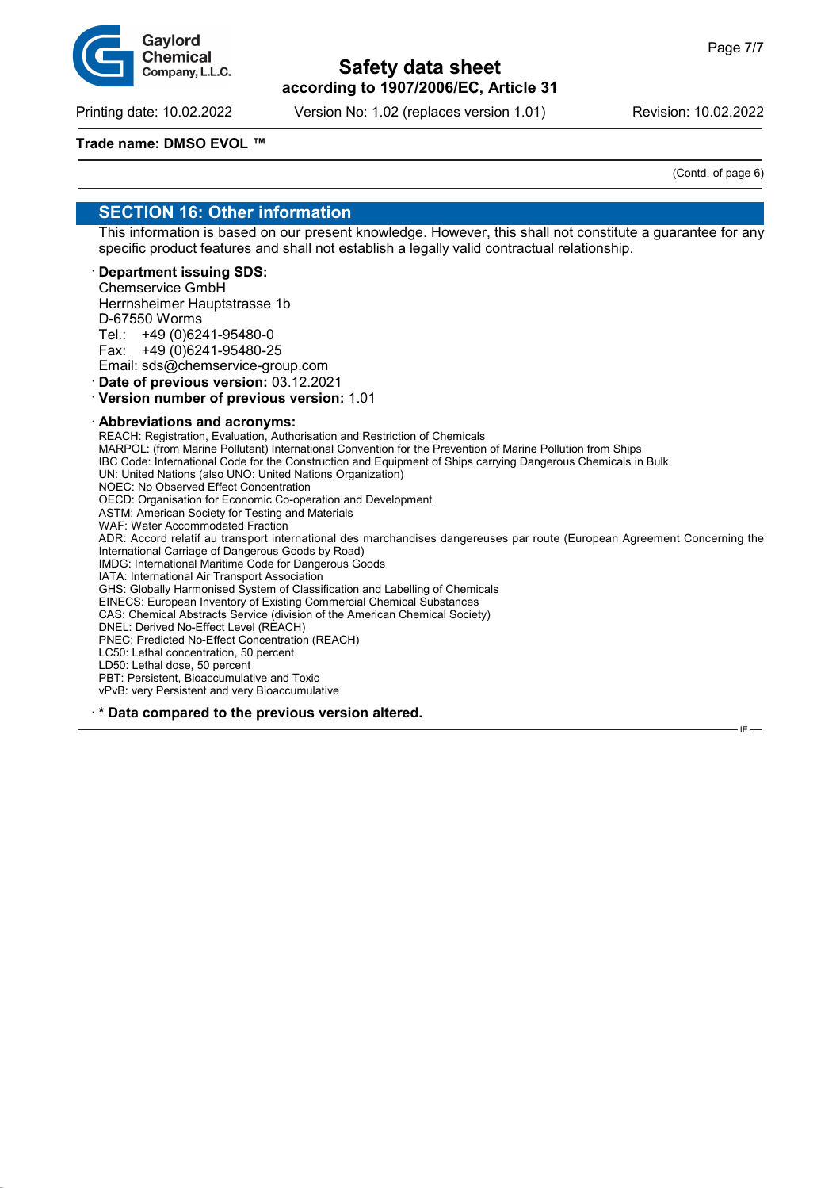(Contd. of page 6)

## SECTION 16: Other information

This information is based on our present knowledge. However, this shall not constitute a guarantee for any specific product features and shall not establish a legally valid contractual relationship.

· **Department issuing SDS:**
Chemservice GmbH
Herrnsheimer Hauptstrasse 1b
D-67550 Worms
Tel.: +49 (0)6241-95480-0
Fax: +49 (0)6241-95480-25
Email: sds@chemservice-group.com

· **Date of previous version:** 03.12.2021

· **Version number of previous version:** 1.01

· **Abbreviations and acronyms:**
REACH: Registration, Evaluation, Authorisation and Restriction of Chemicals
MARPOL: (from Marine Pollutant) International Convention for the Prevention of Marine Pollution from Ships
IBC Code: International Code for the Construction and Equipment of Ships carrying Dangerous Chemicals in Bulk
UN: United Nations (also UNO: United Nations Organization)
NOEC: No Observed Effect Concentration
OECD: Organisation for Economic Co-operation and Development
ASTM: American Society for Testing and Materials
WAF: Water Accommodated Fraction
ADR: Accord relatif au transport international des marchandises dangereuses par route (European Agreement Concerning the International Carriage of Dangerous Goods by Road)
IMDG: International Maritime Code for Dangerous Goods
IATA: International Air Transport Association
GHS: Globally Harmonised System of Classification and Labelling of Chemicals
EINECS: European Inventory of Existing Commercial Chemical Substances
CAS: Chemical Abstracts Service (division of the American Chemical Society)
DNEL: Derived No-Effect Level (REACH)
PNEC: Predicted No-Effect Concentration (REACH)
LC50: Lethal concentration, 50 percent
LD50: Lethal dose, 50 percent
PBT: Persistent, Bioaccumulative and Toxic
vPvB: very Persistent and very Bioaccumulative

· **\* Data compared to the previous version altered.**